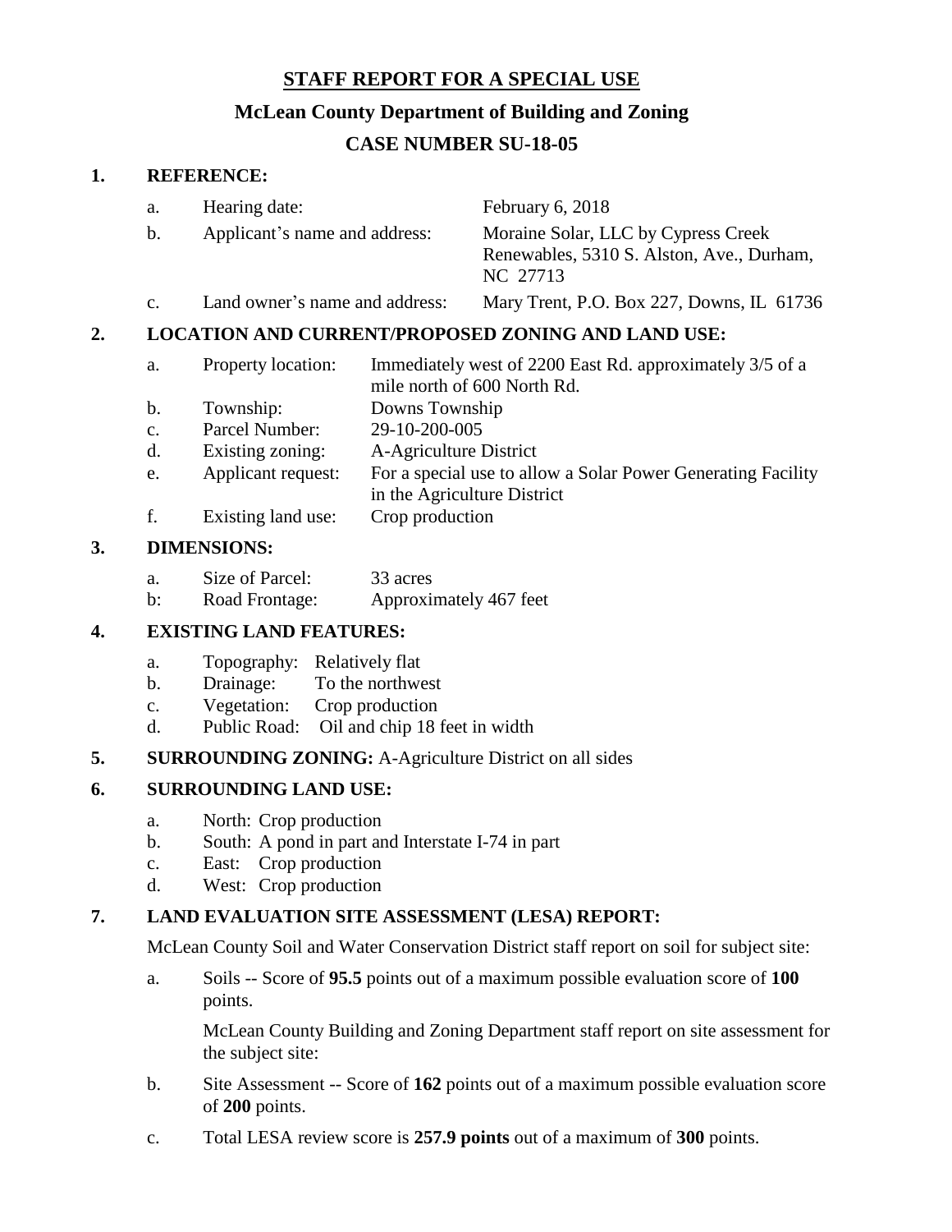# STAFF REPORT FOR A SPECIAL USE

## McLean County Department of Building and Zoning

## CASE NUMBER SU-18-05

**1. REFERENCE:**

a. Hearing date: February 6, 2018

b. Applicant's name and address: Moraine Solar, LLC by Cypress Creek Renewables, 5310 S. Alston, Ave., Durham, NC 27713

c. Land owner's name and address: Mary Trent, P.O. Box 227, Downs, IL 61736

**2. LOCATION AND CURRENT/PROPOSED ZONING AND LAND USE:**

a. Property location: Immediately west of 2200 East Rd. approximately 3/5 of a mile north of 600 North Rd.

b. Township: Downs Township

c. Parcel Number: 29-10-200-005

d. Existing zoning: A-Agriculture District

e. Applicant request: For a special use to allow a Solar Power Generating Facility in the Agriculture District

f. Existing land use: Crop production

**3. DIMENSIONS:**

a. Size of Parcel: 33 acres

b: Road Frontage: Approximately 467 feet

**4. EXISTING LAND FEATURES:**

a. Topography: Relatively flat

b. Drainage: To the northwest

c. Vegetation: Crop production

d. Public Road: Oil and chip 18 feet in width

**5. SURROUNDING ZONING:** A-Agriculture District on all sides

**6. SURROUNDING LAND USE:**

a. North: Crop production

b. South: A pond in part and Interstate I-74 in part

c. East: Crop production

d. West: Crop production

**7. LAND EVALUATION SITE ASSESSMENT (LESA) REPORT:**

McLean County Soil and Water Conservation District staff report on soil for subject site:

a. Soils -- Score of **95.5** points out of a maximum possible evaluation score of **100** points.

McLean County Building and Zoning Department staff report on site assessment for the subject site:

b. Site Assessment -- Score of **162** points out of a maximum possible evaluation score of **200** points.

c. Total LESA review score is **257.9 points** out of a maximum of **300** points.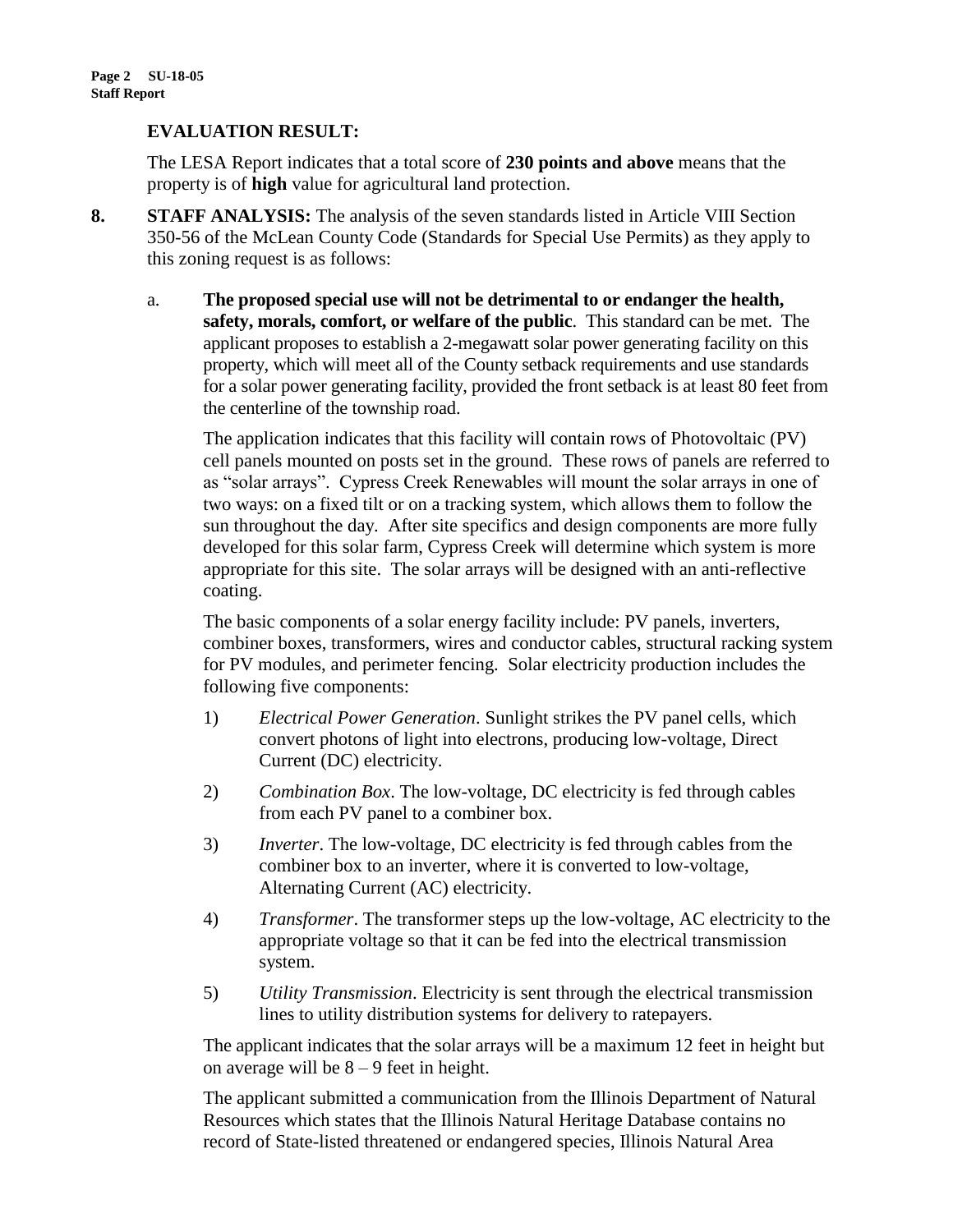**EVALUATION RESULT:**

The LESA Report indicates that a total score of **230 points and above** means that the property is of **high** value for agricultural land protection.

**8. STAFF ANALYSIS:** The analysis of the seven standards listed in Article VIII Section 350-56 of the McLean County Code (Standards for Special Use Permits) as they apply to this zoning request is as follows:

a. **The proposed special use will not be detrimental to or endanger the health, safety, morals, comfort, or welfare of the public**. This standard can be met. The applicant proposes to establish a 2-megawatt solar power generating facility on this property, which will meet all of the County setback requirements and use standards for a solar power generating facility, provided the front setback is at least 80 feet from the centerline of the township road.

The application indicates that this facility will contain rows of Photovoltaic (PV) cell panels mounted on posts set in the ground. These rows of panels are referred to as "solar arrays". Cypress Creek Renewables will mount the solar arrays in one of two ways: on a fixed tilt or on a tracking system, which allows them to follow the sun throughout the day. After site specifics and design components are more fully developed for this solar farm, Cypress Creek will determine which system is more appropriate for this site. The solar arrays will be designed with an anti-reflective coating.

The basic components of a solar energy facility include: PV panels, inverters, combiner boxes, transformers, wires and conductor cables, structural racking system for PV modules, and perimeter fencing. Solar electricity production includes the following five components:

1) *Electrical Power Generation*. Sunlight strikes the PV panel cells, which convert photons of light into electrons, producing low-voltage, Direct Current (DC) electricity.

2) *Combination Box*. The low-voltage, DC electricity is fed through cables from each PV panel to a combiner box.

3) *Inverter*. The low-voltage, DC electricity is fed through cables from the combiner box to an inverter, where it is converted to low-voltage, Alternating Current (AC) electricity.

4) *Transformer*. The transformer steps up the low-voltage, AC electricity to the appropriate voltage so that it can be fed into the electrical transmission system.

5) *Utility Transmission*. Electricity is sent through the electrical transmission lines to utility distribution systems for delivery to ratepayers.

The applicant indicates that the solar arrays will be a maximum 12 feet in height but on average will be 8 – 9 feet in height.

The applicant submitted a communication from the Illinois Department of Natural Resources which states that the Illinois Natural Heritage Database contains no record of State-listed threatened or endangered species, Illinois Natural Area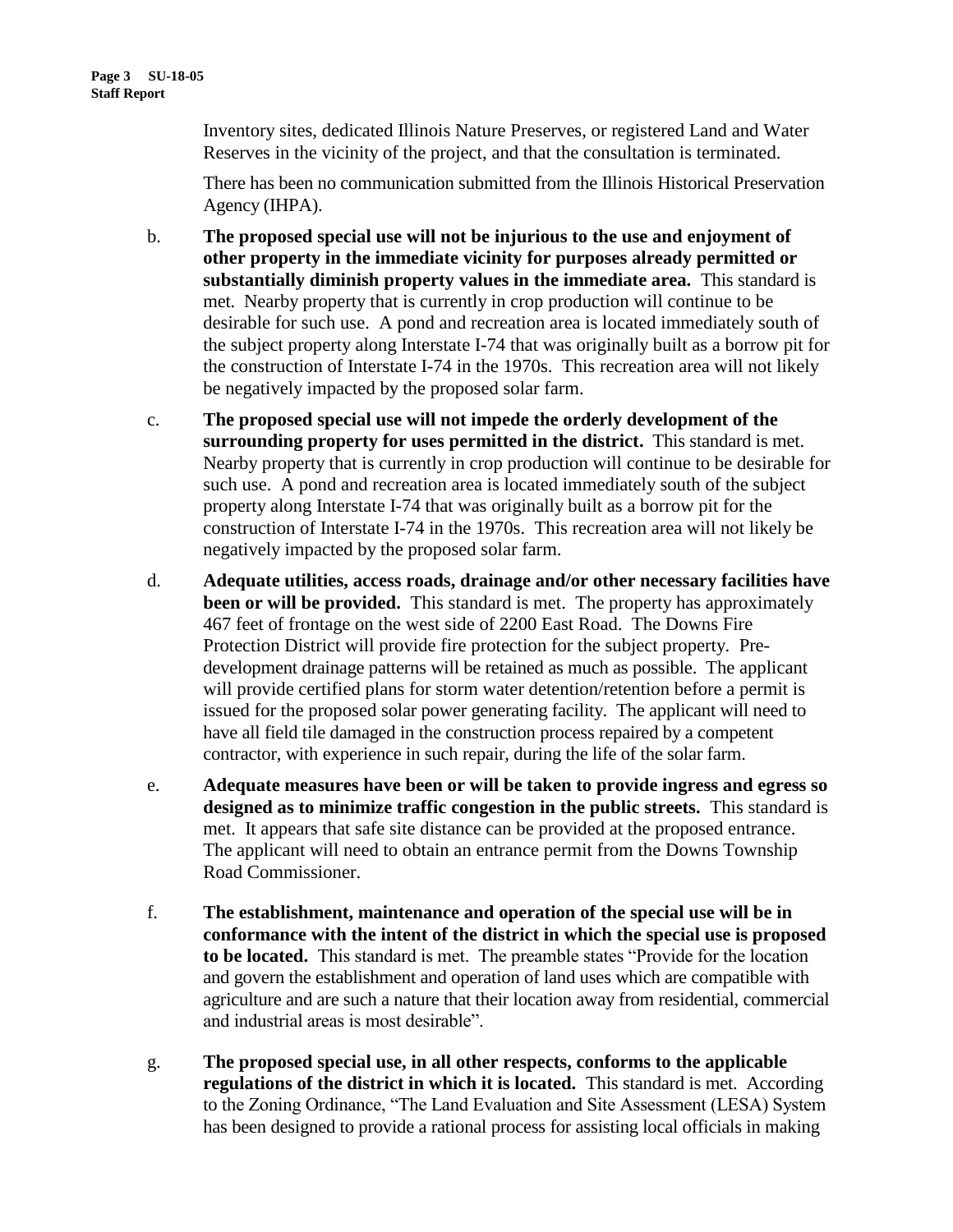Inventory sites, dedicated Illinois Nature Preserves, or registered Land and Water Reserves in the vicinity of the project, and that the consultation is terminated.

There has been no communication submitted from the Illinois Historical Preservation Agency (IHPA).

b. **The proposed special use will not be injurious to the use and enjoyment of other property in the immediate vicinity for purposes already permitted or substantially diminish property values in the immediate area.** This standard is met. Nearby property that is currently in crop production will continue to be desirable for such use. A pond and recreation area is located immediately south of the subject property along Interstate I-74 that was originally built as a borrow pit for the construction of Interstate I-74 in the 1970s. This recreation area will not likely be negatively impacted by the proposed solar farm.

c. **The proposed special use will not impede the orderly development of the surrounding property for uses permitted in the district.** This standard is met. Nearby property that is currently in crop production will continue to be desirable for such use. A pond and recreation area is located immediately south of the subject property along Interstate I-74 that was originally built as a borrow pit for the construction of Interstate I-74 in the 1970s. This recreation area will not likely be negatively impacted by the proposed solar farm.

d. **Adequate utilities, access roads, drainage and/or other necessary facilities have been or will be provided.** This standard is met. The property has approximately 467 feet of frontage on the west side of 2200 East Road. The Downs Fire Protection District will provide fire protection for the subject property. Pre-development drainage patterns will be retained as much as possible. The applicant will provide certified plans for storm water detention/retention before a permit is issued for the proposed solar power generating facility. The applicant will need to have all field tile damaged in the construction process repaired by a competent contractor, with experience in such repair, during the life of the solar farm.

e. **Adequate measures have been or will be taken to provide ingress and egress so designed as to minimize traffic congestion in the public streets.** This standard is met. It appears that safe site distance can be provided at the proposed entrance. The applicant will need to obtain an entrance permit from the Downs Township Road Commissioner.

f. **The establishment, maintenance and operation of the special use will be in conformance with the intent of the district in which the special use is proposed to be located.** This standard is met. The preamble states "Provide for the location and govern the establishment and operation of land uses which are compatible with agriculture and are such a nature that their location away from residential, commercial and industrial areas is most desirable".

g. **The proposed special use, in all other respects, conforms to the applicable regulations of the district in which it is located.** This standard is met. According to the Zoning Ordinance, "The Land Evaluation and Site Assessment (LESA) System has been designed to provide a rational process for assisting local officials in making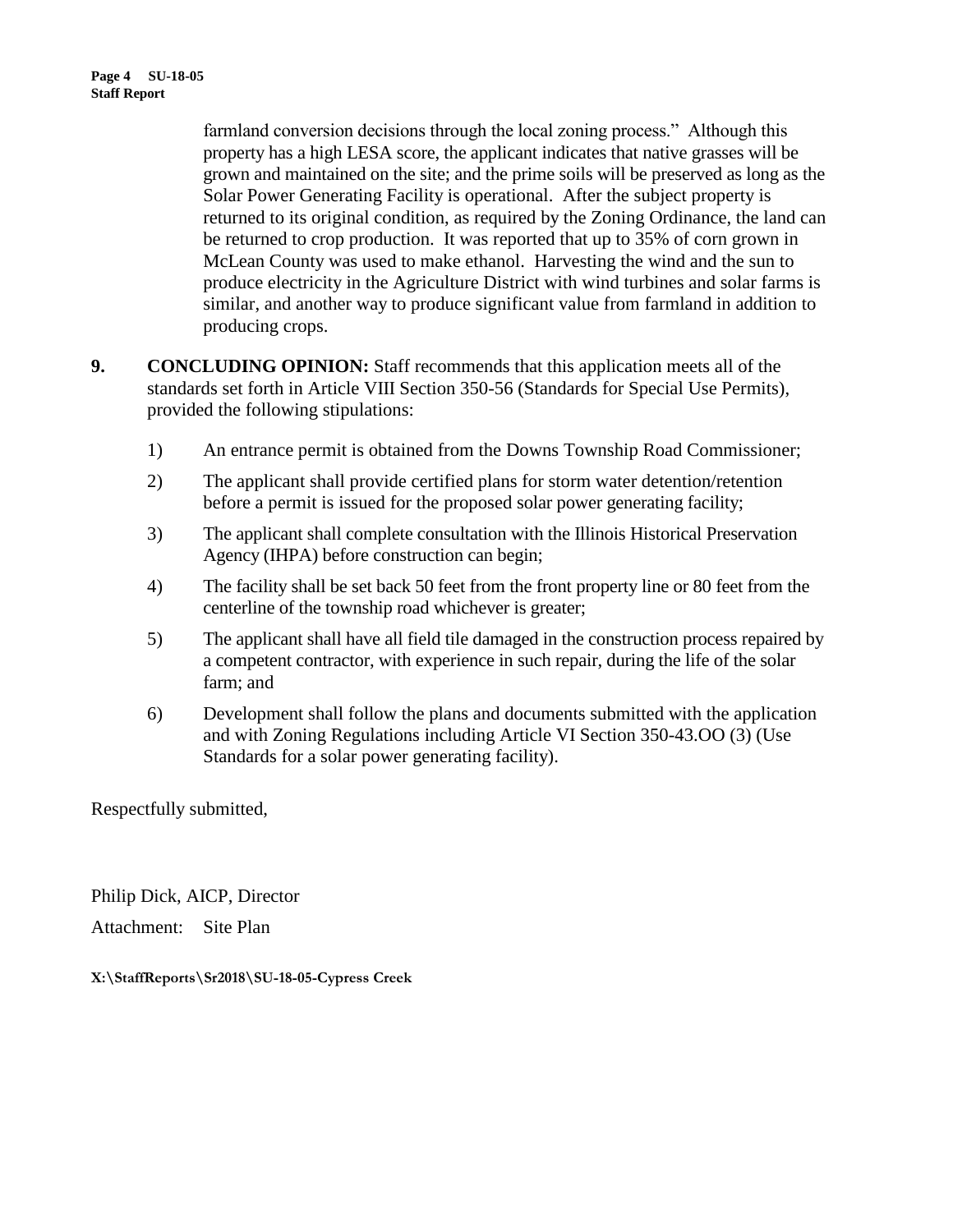farmland conversion decisions through the local zoning process." Although this property has a high LESA score, the applicant indicates that native grasses will be grown and maintained on the site; and the prime soils will be preserved as long as the Solar Power Generating Facility is operational. After the subject property is returned to its original condition, as required by the Zoning Ordinance, the land can be returned to crop production. It was reported that up to 35% of corn grown in McLean County was used to make ethanol. Harvesting the wind and the sun to produce electricity in the Agriculture District with wind turbines and solar farms is similar, and another way to produce significant value from farmland in addition to producing crops.

**9. CONCLUDING OPINION:** Staff recommends that this application meets all of the standards set forth in Article VIII Section 350-56 (Standards for Special Use Permits), provided the following stipulations:

1) An entrance permit is obtained from the Downs Township Road Commissioner;
2) The applicant shall provide certified plans for storm water detention/retention before a permit is issued for the proposed solar power generating facility;
3) The applicant shall complete consultation with the Illinois Historical Preservation Agency (IHPA) before construction can begin;
4) The facility shall be set back 50 feet from the front property line or 80 feet from the centerline of the township road whichever is greater;
5) The applicant shall have all field tile damaged in the construction process repaired by a competent contractor, with experience in such repair, during the life of the solar farm; and
6) Development shall follow the plans and documents submitted with the application and with Zoning Regulations including Article VI Section 350-43.OO (3) (Use Standards for a solar power generating facility).

Respectfully submitted,

Philip Dick, AICP, Director

Attachment: Site Plan

**X:\StaffReports\Sr2018\SU-18-05-Cypress Creek**